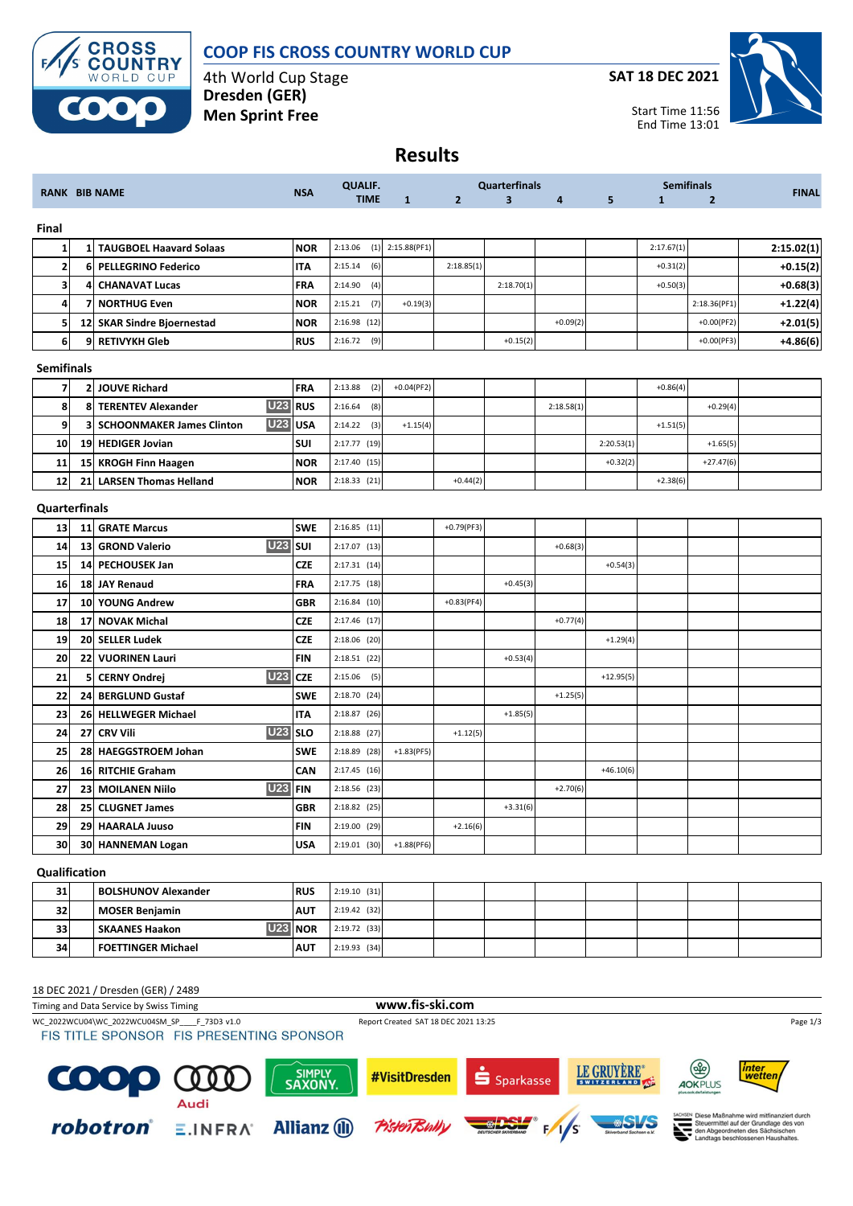# COOP FIS CROSS COUNTRY WORLD CUP

4th World Cup Stage
**Dresden (GER)**
**Men Sprint Free**

**SAT 18 DEC 2021**

Start Time 11:56
End Time 13:01

## Results

| RANK | BIB | NAME | | NSA | QUALIF. TIME | Quarterfinals 1 | Quarterfinals 2 | Quarterfinals 3 | Quarterfinals 4 | Quarterfinals 5 | Semifinals 1 | Semifinals 2 | FINAL |
|---|---|---|---|---|---|---|---|---|---|---|---|---|---|
| **Final** | | | | | | | | | | | | | |
| 1 | 1 | TAUGBOEL Haavard Solaas | | NOR | 2:13.06 (1) | 2:15.88(PF1) | | | | | 2:17.67(1) | | 2:15.02(1) |
| 2 | 6 | PELLEGRINO Federico | | ITA | 2:15.14 (6) | | 2:18.85(1) | | | | +0.31(2) | | +0.15(2) |
| 3 | 4 | CHANAVAT Lucas | | FRA | 2:14.90 (4) | | | 2:18.70(1) | | | +0.50(3) | | +0.68(3) |
| 4 | 7 | NORTHUG Even | | NOR | 2:15.21 (7) | +0.19(3) | | | | | | 2:18.36(PF1) | +1.22(4) |
| 5 | 12 | SKAR Sindre Bjoernestad | | NOR | 2:16.98 (12) | | | | +0.09(2) | | | +0.00(PF2) | +2.01(5) |
| 6 | 9 | RETIVYKH Gleb | | RUS | 2:16.72 (9) | | | +0.15(2) | | | | +0.00(PF3) | +4.86(6) |
| **Semifinals** | | | | | | | | | | | | | |
| 7 | 2 | JOUVE Richard | | FRA | 2:13.88 (2) | +0.04(PF2) | | | | | +0.86(4) | | |
| 8 | 8 | TERENTEV Alexander | U23 | RUS | 2:16.64 (8) | | | | 2:18.58(1) | | | +0.29(4) | |
| 9 | 3 | SCHOONMAKER James Clinton | U23 | USA | 2:14.22 (3) | +1.15(4) | | | | | +1.51(5) | | |
| 10 | 19 | HEDIGER Jovian | | SUI | 2:17.77 (19) | | | | | 2:20.53(1) | | +1.65(5) | |
| 11 | 15 | KROGH Finn Haagen | | NOR | 2:17.40 (15) | | | | | +0.32(2) | | +27.47(6) | |
| 12 | 21 | LARSEN Thomas Helland | | NOR | 2:18.33 (21) | | +0.44(2) | | | | +2.38(6) | | |
| **Quarterfinals** | | | | | | | | | | | | | |
| 13 | 11 | GRATE Marcus | | SWE | 2:16.85 (11) | | +0.79(PF3) | | | | | | |
| 14 | 13 | GROND Valerio | U23 | SUI | 2:17.07 (13) | | | | +0.68(3) | | | | |
| 15 | 14 | PECHOUSEK Jan | | CZE | 2:17.31 (14) | | | | | +0.54(3) | | | |
| 16 | 18 | JAY Renaud | | FRA | 2:17.75 (18) | | | +0.45(3) | | | | | |
| 17 | 10 | YOUNG Andrew | | GBR | 2:16.84 (10) | | +0.83(PF4) | | | | | | |
| 18 | 17 | NOVAK Michal | | CZE | 2:17.46 (17) | | | | +0.77(4) | | | | |
| 19 | 20 | SELLER Ludek | | CZE | 2:18.06 (20) | | | | | +1.29(4) | | | |
| 20 | 22 | VUORINEN Lauri | | FIN | 2:18.51 (22) | | | +0.53(4) | | | | | |
| 21 | 5 | CERNY Ondrej | U23 | CZE | 2:15.06 (5) | | | | | +12.95(5) | | | |
| 22 | 24 | BERGLUND Gustaf | | SWE | 2:18.70 (24) | | | | +1.25(5) | | | | |
| 23 | 26 | HELLWEGER Michael | | ITA | 2:18.87 (26) | | | +1.85(5) | | | | | |
| 24 | 27 | CRV Vili | U23 | SLO | 2:18.88 (27) | | +1.12(5) | | | | | | |
| 25 | 28 | HAEGGSTROEM Johan | | SWE | 2:18.89 (28) | +1.83(PF5) | | | | | | | |
| 26 | 16 | RITCHIE Graham | | CAN | 2:17.45 (16) | | | | | +46.10(6) | | | |
| 27 | 23 | MOILANEN Niilo | U23 | FIN | 2:18.56 (23) | | | | +2.70(6) | | | | |
| 28 | 25 | CLUGNET James | | GBR | 2:18.82 (25) | | | +3.31(6) | | | | | |
| 29 | 29 | HAARALA Juuso | | FIN | 2:19.00 (29) | | +2.16(6) | | | | | | |
| 30 | 30 | HANNEMAN Logan | | USA | 2:19.01 (30) | +1.88(PF6) | | | | | | | |
| **Qualification** | | | | | | | | | | | | | |
| 31 | | BOLSHUNOV Alexander | | RUS | 2:19.10 (31) | | | | | | | | |
| 32 | | MOSER Benjamin | | AUT | 2:19.42 (32) | | | | | | | | |
| 33 | | SKAANES Haakon | U23 | NOR | 2:19.72 (33) | | | | | | | | |
| 34 | | FOETTINGER Michael | | AUT | 2:19.93 (34) | | | | | | | | |

18 DEC 2021 / Dresden (GER) / 2489

Timing and Data Service by Swiss Timing

www.fis-ski.com

WC_2022WCU04\WC_2022WCU04SM_SP____F_73D3 v1.0 — Report Created SAT 18 DEC 2021 13:25

FIS TITLE SPONSOR FIS PRESENTING SPONSOR

Diese Maßnahme wird mitfinanziert durch Steuermittel auf der Grundlage des von den Abgeordneten des Sächsischen Landtags beschlossenen Haushaltes.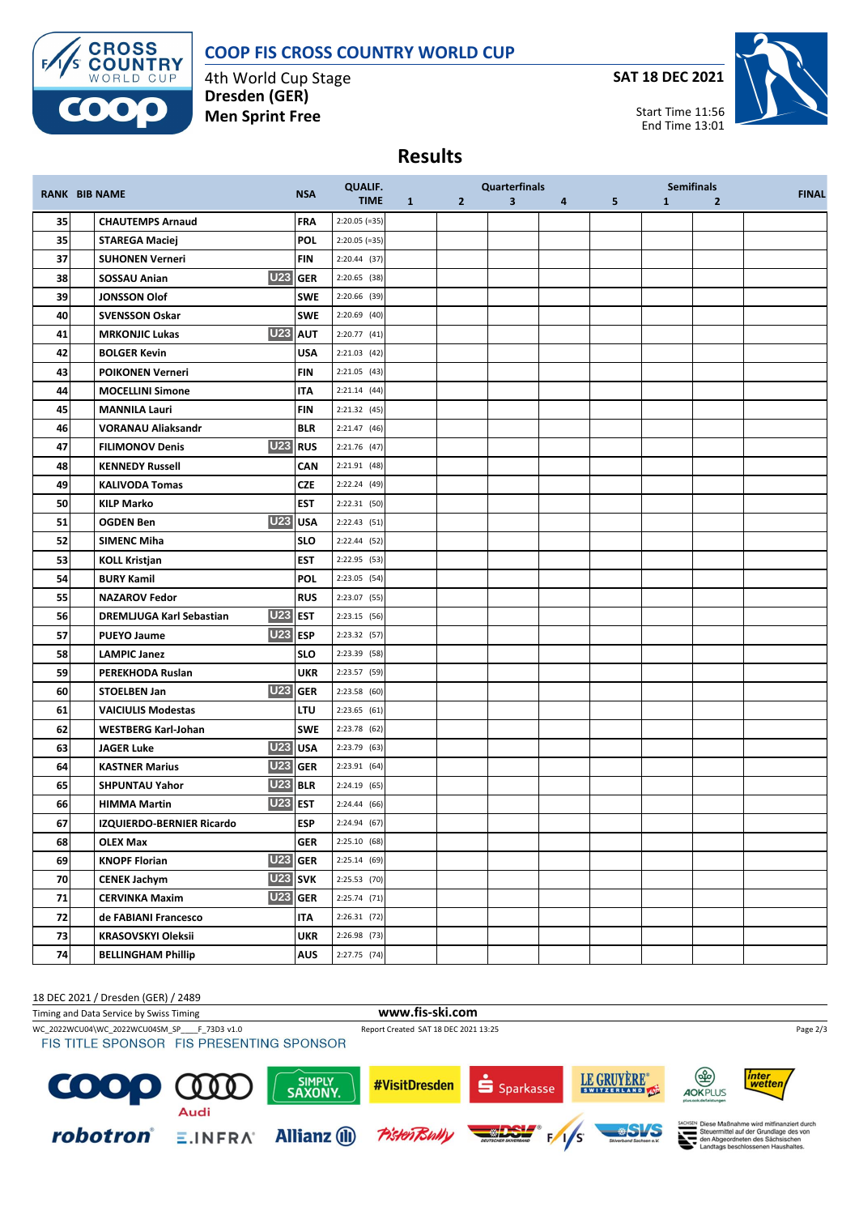# COOP FIS CROSS COUNTRY WORLD CUP

4th World Cup Stage
**Dresden (GER)**
**Men Sprint Free**

**SAT 18 DEC 2021**

Start Time 11:56
End Time 13:01

## Results

| RANK | BIB | NAME | | NSA | QUALIF. TIME | Quarterfinals 1 | 2 | 3 | 4 | 5 | Semifinals 1 | 2 | FINAL |
|---|---|---|---|---|---|---|---|---|---|---|---|---|---|
| 35 | | CHAUTEMPS Arnaud | | FRA | 2:20.05 (=35) | | | | | | | | |
| 35 | | STAREGA Maciej | | POL | 2:20.05 (=35) | | | | | | | | |
| 37 | | SUHONEN Verneri | | FIN | 2:20.44 (37) | | | | | | | | |
| 38 | | SOSSAU Anian | U23 | GER | 2:20.65 (38) | | | | | | | | |
| 39 | | JONSSON Olof | | SWE | 2:20.66 (39) | | | | | | | | |
| 40 | | SVENSSON Oskar | | SWE | 2:20.69 (40) | | | | | | | | |
| 41 | | MRKONJIC Lukas | U23 | AUT | 2:20.77 (41) | | | | | | | | |
| 42 | | BOLGER Kevin | | USA | 2:21.03 (42) | | | | | | | | |
| 43 | | POIKONEN Verneri | | FIN | 2:21.05 (43) | | | | | | | | |
| 44 | | MOCELLINI Simone | | ITA | 2:21.14 (44) | | | | | | | | |
| 45 | | MANNILA Lauri | | FIN | 2:21.32 (45) | | | | | | | | |
| 46 | | VORANAU Aliaksandr | | BLR | 2:21.47 (46) | | | | | | | | |
| 47 | | FILIMONOV Denis | U23 | RUS | 2:21.76 (47) | | | | | | | | |
| 48 | | KENNEDY Russell | | CAN | 2:21.91 (48) | | | | | | | | |
| 49 | | KALIVODA Tomas | | CZE | 2:22.24 (49) | | | | | | | | |
| 50 | | KILP Marko | | EST | 2:22.31 (50) | | | | | | | | |
| 51 | | OGDEN Ben | U23 | USA | 2:22.43 (51) | | | | | | | | |
| 52 | | SIMENC Miha | | SLO | 2:22.44 (52) | | | | | | | | |
| 53 | | KOLL Kristjan | | EST | 2:22.95 (53) | | | | | | | | |
| 54 | | BURY Kamil | | POL | 2:23.05 (54) | | | | | | | | |
| 55 | | NAZAROV Fedor | | RUS | 2:23.07 (55) | | | | | | | | |
| 56 | | DREMLJUGA Karl Sebastian | U23 | EST | 2:23.15 (56) | | | | | | | | |
| 57 | | PUEYO Jaume | U23 | ESP | 2:23.32 (57) | | | | | | | | |
| 58 | | LAMPIC Janez | | SLO | 2:23.39 (58) | | | | | | | | |
| 59 | | PEREKHODA Ruslan | | UKR | 2:23.57 (59) | | | | | | | | |
| 60 | | STOELBEN Jan | U23 | GER | 2:23.58 (60) | | | | | | | | |
| 61 | | VAICIULIS Modestas | | LTU | 2:23.65 (61) | | | | | | | | |
| 62 | | WESTBERG Karl-Johan | | SWE | 2:23.78 (62) | | | | | | | | |
| 63 | | JAGER Luke | U23 | USA | 2:23.79 (63) | | | | | | | | |
| 64 | | KASTNER Marius | U23 | GER | 2:23.91 (64) | | | | | | | | |
| 65 | | SHPUNTAU Yahor | U23 | BLR | 2:24.19 (65) | | | | | | | | |
| 66 | | HIMMA Martin | U23 | EST | 2:24.44 (66) | | | | | | | | |
| 67 | | IZQUIERDO-BERNIER Ricardo | | ESP | 2:24.94 (67) | | | | | | | | |
| 68 | | OLEX Max | | GER | 2:25.10 (68) | | | | | | | | |
| 69 | | KNOPF Florian | U23 | GER | 2:25.14 (69) | | | | | | | | |
| 70 | | CENEK Jachym | U23 | SVK | 2:25.53 (70) | | | | | | | | |
| 71 | | CERVINKA Maxim | U23 | GER | 2:25.74 (71) | | | | | | | | |
| 72 | | de FABIANI Francesco | | ITA | 2:26.31 (72) | | | | | | | | |
| 73 | | KRASOVSKYI Oleksii | | UKR | 2:26.98 (73) | | | | | | | | |
| 74 | | BELLINGHAM Phillip | | AUS | 2:27.75 (74) | | | | | | | | |

18 DEC 2021 / Dresden (GER) / 2489

Timing and Data Service by Swiss Timing

www.fis-ski.com

WC_2022WCU04\WC_2022WCU04SM_SP____F_73D3 v1.0

Report Created SAT 18 DEC 2021 13:25

FIS TITLE SPONSOR FIS PRESENTING SPONSOR

Diese Maßnahme wird mitfinanziert durch Steuermittel auf der Grundlage des von den Abgeordneten des Sächsischen Landtags beschlossenen Haushaltes.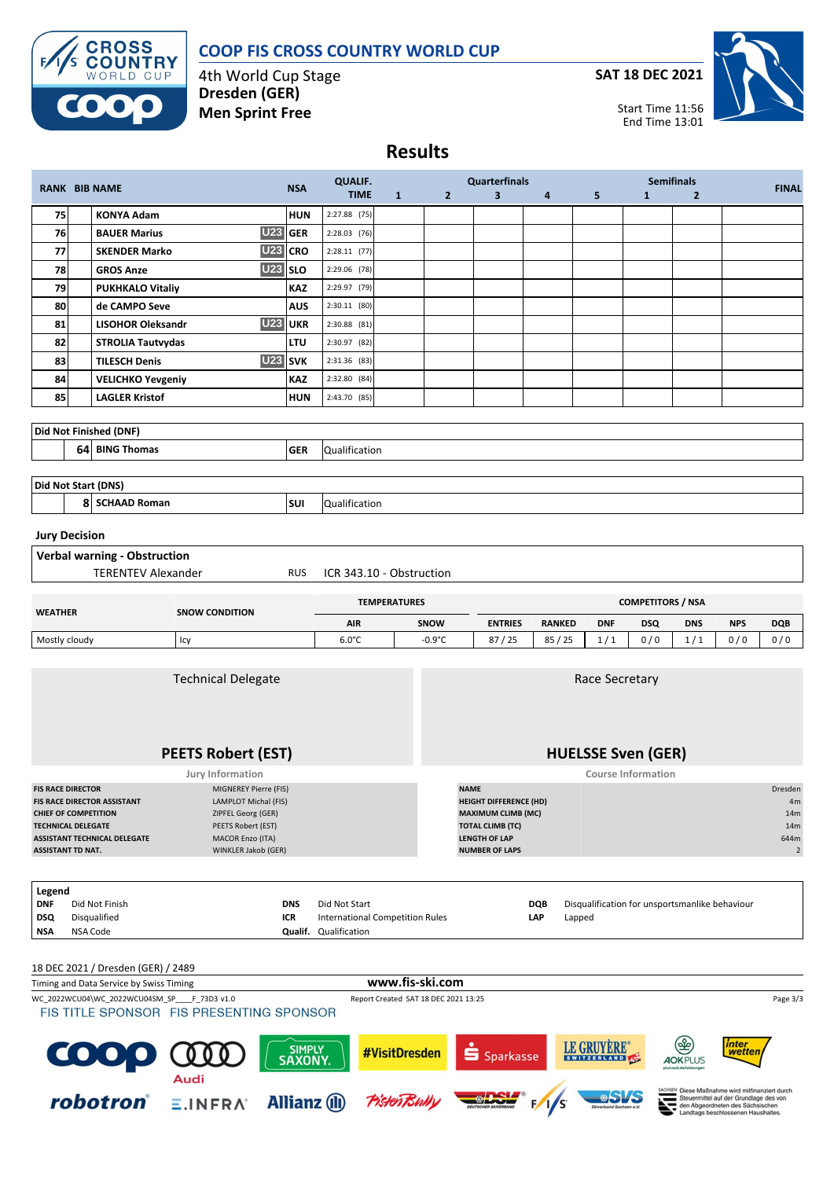# COOP FIS CROSS COUNTRY WORLD CUP

4th World Cup Stage
**Dresden (GER)**
**Men Sprint Free**

**SAT 18 DEC 2021**

Start Time 11:56
End Time 13:01

## Results

| RANK | BIB | NAME | | NSA | QUALIF. TIME | Quarterfinals 1 | 2 | 3 | 4 | 5 | Semifinals 1 | 2 | FINAL |
|---|---|---|---|---|---|---|---|---|---|---|---|---|---|
| 75 | | KONYA Adam | | HUN | 2:27.88 (75) | | | | | | | | |
| 76 | | BAUER Marius | U23 | GER | 2:28.03 (76) | | | | | | | | |
| 77 | | SKENDER Marko | U23 | CRO | 2:28.11 (77) | | | | | | | | |
| 78 | | GROS Anze | U23 | SLO | 2:29.06 (78) | | | | | | | | |
| 79 | | PUKHKALO Vitaliy | | KAZ | 2:29.97 (79) | | | | | | | | |
| 80 | | de CAMPO Seve | | AUS | 2:30.11 (80) | | | | | | | | |
| 81 | | LISOHOR Oleksandr | U23 | UKR | 2:30.88 (81) | | | | | | | | |
| 82 | | STROLIA Tautvydas | | LTU | 2:30.97 (82) | | | | | | | | |
| 83 | | TILESCH Denis | U23 | SVK | 2:31.36 (83) | | | | | | | | |
| 84 | | VELICHKO Yevgeniy | | KAZ | 2:32.80 (84) | | | | | | | | |
| 85 | | LAGLER Kristof | | HUN | 2:43.70 (85) | | | | | | | | |

**Did Not Finished (DNF)**

| BIB | NAME | NSA | |
|---|---|---|---|
| 64 | BING Thomas | GER | Qualification |

**Did Not Start (DNS)**

| BIB | NAME | NSA | |
|---|---|---|---|
| 8 | SCHAAD Roman | SUI | Qualification |

**Jury Decision**

**Verbal warning - Obstruction**

TERENTEV Alexander RUS ICR 343.10 - Obstruction

| WEATHER | SNOW CONDITION | TEMPERATURES | | COMPETITORS / NSA | | | | | | |
|---|---|---|---|---|---|---|---|---|---|---|
| | | AIR | SNOW | ENTRIES | RANKED | DNF | DSQ | DNS | NPS | DQB |
| Mostly cloudy | Icy | 6.0°C | -0.9°C | 87 / 25 | 85 / 25 | 1 / 1 | 0 / 0 | 1 / 1 | 0 / 0 | 0 / 0 |

Technical Delegate

**PEETS Robert (EST)**

Race Secretary

**HUELSSE Sven (GER)**

**Jury Information**

| | |
|---|---|
| FIS RACE DIRECTOR | MIGNEREY Pierre (FIS) |
| FIS RACE DIRECTOR ASSISTANT | LAMPLOT Michal (FIS) |
| CHIEF OF COMPETITION | ZIPFEL Georg (GER) |
| TECHNICAL DELEGATE | PEETS Robert (EST) |
| ASSISTANT TECHNICAL DELEGATE | MACOR Enzo (ITA) |
| ASSISTANT TD NAT. | WINKLER Jakob (GER) |

**Course Information**

| | |
|---|---|
| NAME | Dresden |
| HEIGHT DIFFERENCE (HD) | 4m |
| MAXIMUM CLIMB (MC) | 14m |
| TOTAL CLIMB (TC) | 14m |
| LENGTH OF LAP | 644m |
| NUMBER OF LAPS | 2 |

**Legend**

| | | | | | |
|---|---|---|---|---|---|
| DNF | Did Not Finish | DNS | Did Not Start | DQB | Disqualification for unsportsmanlike behaviour |
| DSQ | Disqualified | ICR | International Competition Rules | LAP | Lapped |
| NSA | NSA Code | Qualif. | Qualification | | |

18 DEC 2021 / Dresden (GER) / 2489

Timing and Data Service by Swiss Timing

www.fis-ski.com

WC_2022WCU04\WC_2022WCU04SM_SP____F_73D3 v1.0 Report Created SAT 18 DEC 2021 13:25

FIS TITLE SPONSOR FIS PRESENTING SPONSOR

Diese Maßnahme wird mitfinanziert durch Steuermittel auf der Grundlage des von den Abgeordneten des Sächsischen Landtags beschlossenen Haushaltes.